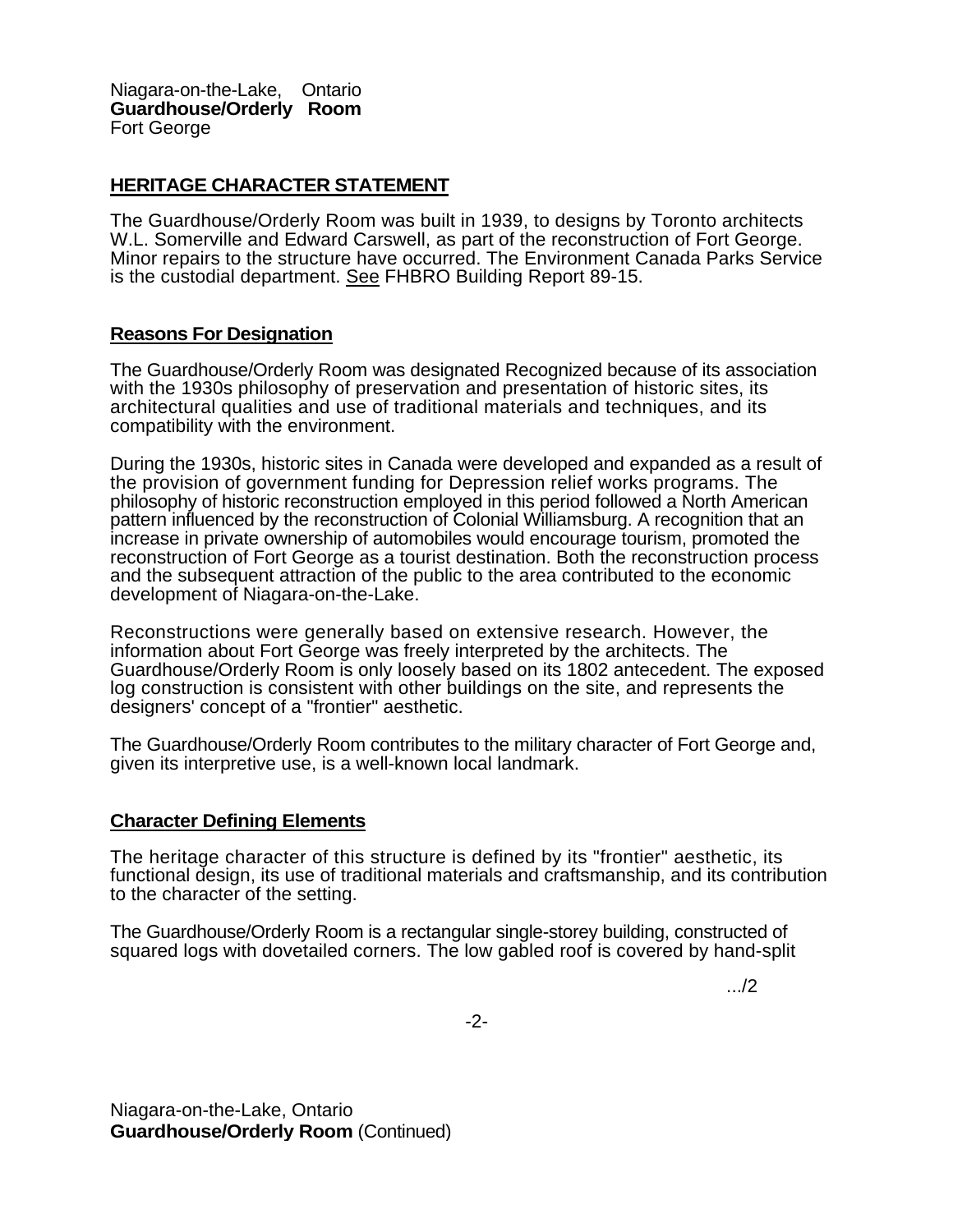Niagara-on-the-Lake, Ontario
**Guardhouse/Orderly Room**
Fort George

## HERITAGE CHARACTER STATEMENT

The Guardhouse/Orderly Room was built in 1939, to designs by Toronto architects W.L. Somerville and Edward Carswell, as part of the reconstruction of Fort George. Minor repairs to the structure have occurred. The Environment Canada Parks Service is the custodial department. See FHBRO Building Report 89-15.

### Reasons For Designation

The Guardhouse/Orderly Room was designated Recognized because of its association with the 1930s philosophy of preservation and presentation of historic sites, its architectural qualities and use of traditional materials and techniques, and its compatibility with the environment.

During the 1930s, historic sites in Canada were developed and expanded as a result of the provision of government funding for Depression relief works programs. The philosophy of historic reconstruction employed in this period followed a North American pattern influenced by the reconstruction of Colonial Williamsburg. A recognition that an increase in private ownership of automobiles would encourage tourism, promoted the reconstruction of Fort George as a tourist destination. Both the reconstruction process and the subsequent attraction of the public to the area contributed to the economic development of Niagara-on-the-Lake.

Reconstructions were generally based on extensive research. However, the information about Fort George was freely interpreted by the architects. The Guardhouse/Orderly Room is only loosely based on its 1802 antecedent. The exposed log construction is consistent with other buildings on the site, and represents the designers' concept of a "frontier" aesthetic.

The Guardhouse/Orderly Room contributes to the military character of Fort George and, given its interpretive use, is a well-known local landmark.

### Character Defining Elements

The heritage character of this structure is defined by its "frontier" aesthetic, its functional design, its use of traditional materials and craftsmanship, and its contribution to the character of the setting.

The Guardhouse/Orderly Room is a rectangular single-storey building, constructed of squared logs with dovetailed corners. The low gabled roof is covered by hand-split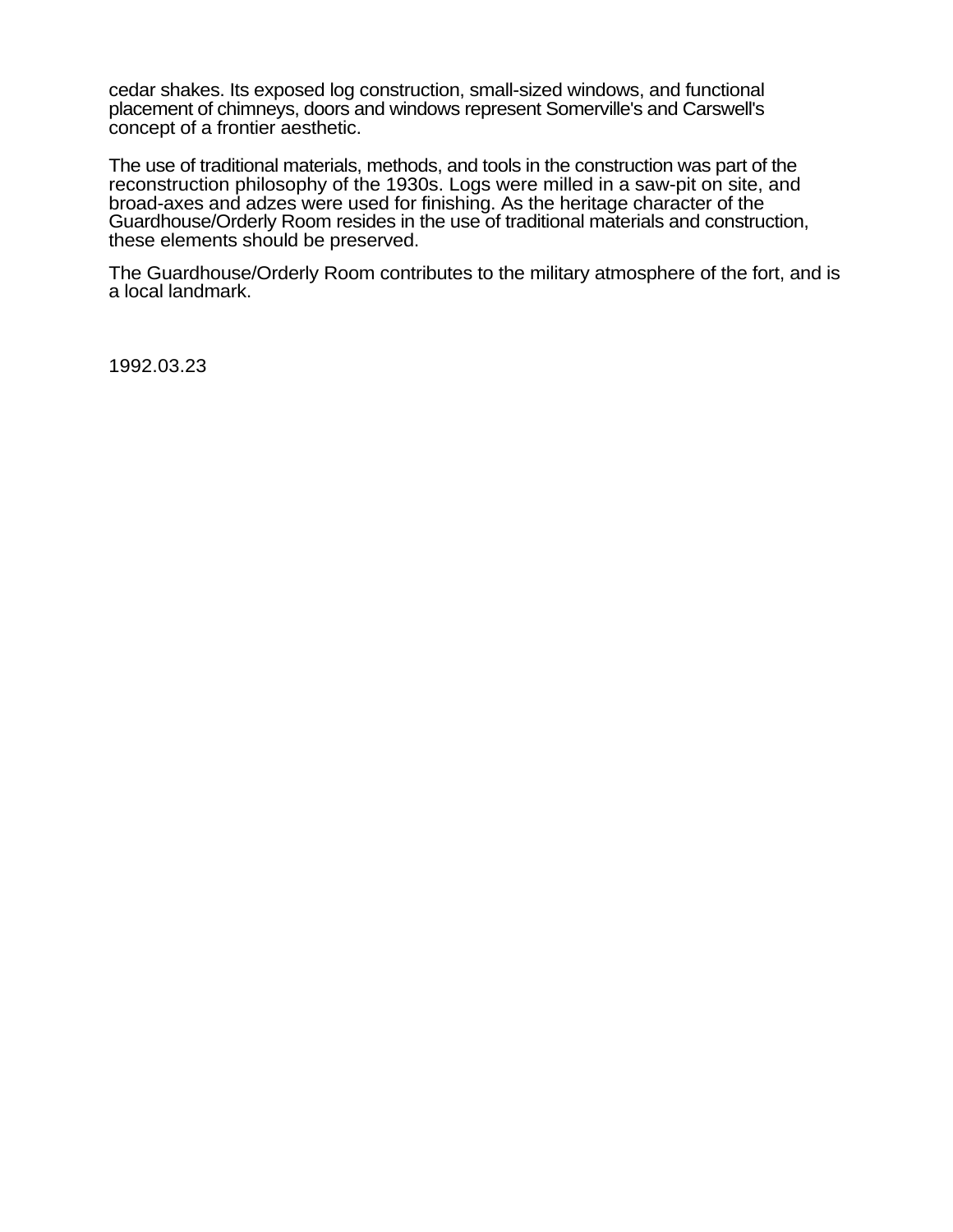cedar shakes. Its exposed log construction, small-sized windows, and functional placement of chimneys, doors and windows represent Somerville's and Carswell's concept of a frontier aesthetic.

The use of traditional materials, methods, and tools in the construction was part of the reconstruction philosophy of the 1930s. Logs were milled in a saw-pit on site, and broad-axes and adzes were used for finishing. As the heritage character of the Guardhouse/Orderly Room resides in the use of traditional materials and construction, these elements should be preserved.

The Guardhouse/Orderly Room contributes to the military atmosphere of the fort, and is a local landmark.

1992.03.23